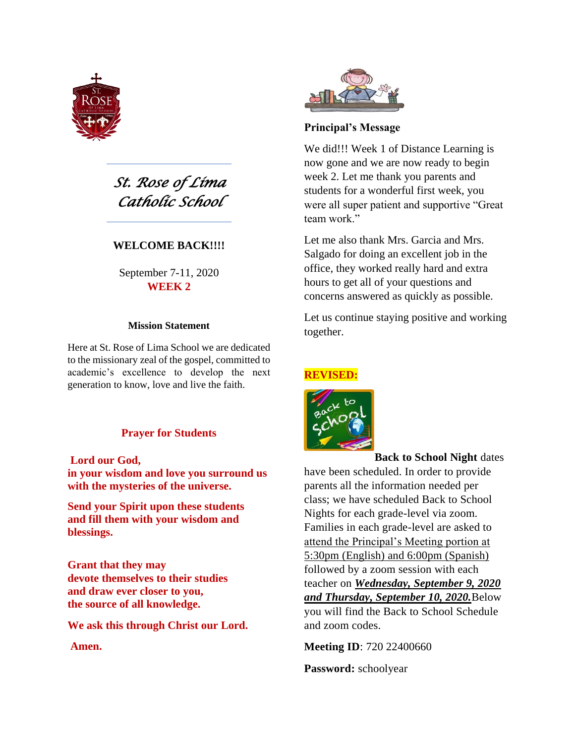# St. Rose of Lima Catholic School

**WELCOME BACK!!!!**

September 7-11, 2020
**WEEK 2**

### Mission Statement

Here at St. Rose of Lima School we are dedicated to the missionary zeal of the gospel, committed to academic's excellence to develop the next generation to know, love and live the faith.

### Prayer for Students

**Lord our God,**
**in your wisdom and love you surround us with the mysteries of the universe.**

**Send your Spirit upon these students and fill them with your wisdom and blessings.**

**Grant that they may devote themselves to their studies and draw ever closer to you, the source of all knowledge.**

**We ask this through Christ our Lord.**

**Amen.**

### Principal's Message

We did!!! Week 1 of Distance Learning is now gone and we are now ready to begin week 2. Let me thank you parents and students for a wonderful first week, you were all super patient and supportive "Great team work."

Let me also thank Mrs. Garcia and Mrs. Salgado for doing an excellent job in the office, they worked really hard and extra hours to get all of your questions and concerns answered as quickly as possible.

Let us continue staying positive and working together.

**REVISED:**

**Back to School Night** dates have been scheduled. In order to provide parents all the information needed per class; we have scheduled Back to School Nights for each grade-level via zoom. Families in each grade-level are asked to attend the Principal's Meeting portion at 5:30pm (English) and 6:00pm (Spanish) followed by a zoom session with each teacher on ***Wednesday, September 9, 2020 and Thursday, September 10, 2020.*** Below you will find the Back to School Schedule and zoom codes.

**Meeting ID**: 720 22400660

**Password:** schoolyear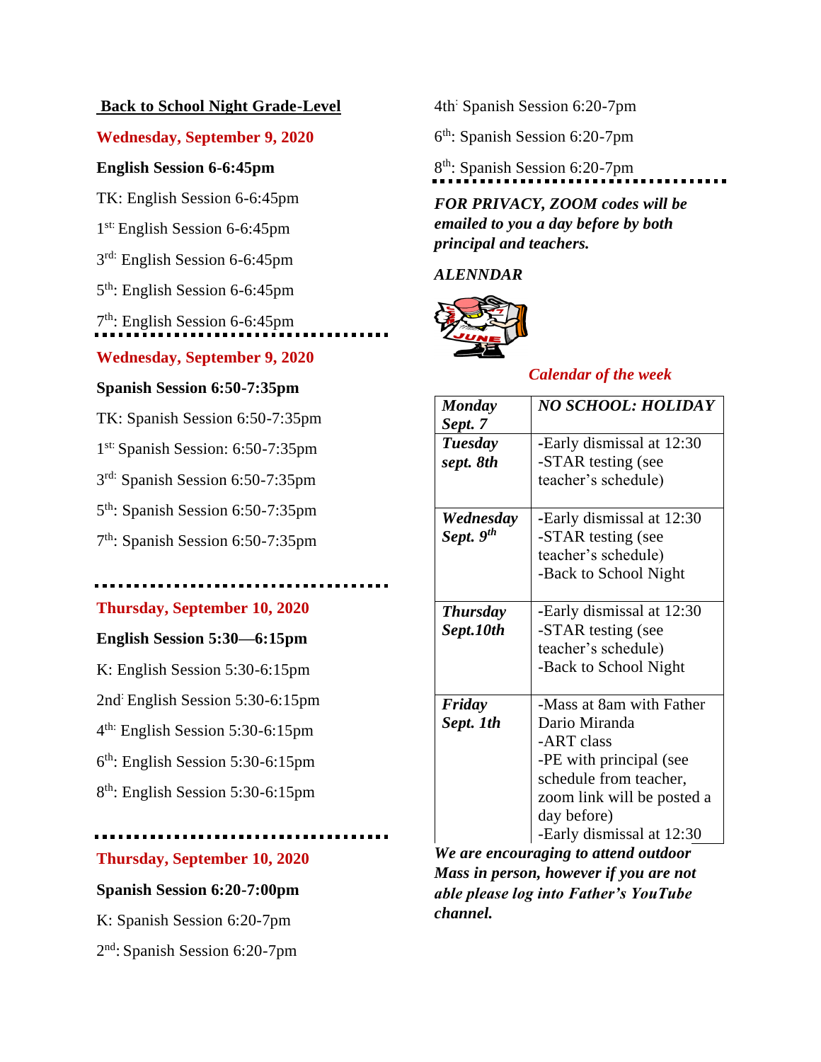## Back to School Night Grade-Level

**Wednesday, September 9, 2020**

**English Session 6-6:45pm**

TK: English Session 6-6:45pm

1st: English Session 6-6:45pm

3rd: English Session 6-6:45pm

5th: English Session 6-6:45pm

7th: English Session 6-6:45pm

**Wednesday, September 9, 2020**

**Spanish Session 6:50-7:35pm**

TK: Spanish Session 6:50-7:35pm

1st: Spanish Session: 6:50-7:35pm

3rd: Spanish Session 6:50-7:35pm

5th: Spanish Session 6:50-7:35pm

7th: Spanish Session 6:50-7:35pm

**Thursday, September 10, 2020**

**English Session 5:30—6:15pm**

K: English Session 5:30-6:15pm

2nd: English Session 5:30-6:15pm

4th: English Session 5:30-6:15pm

6th: English Session 5:30-6:15pm

8th: English Session 5:30-6:15pm

**Thursday, September 10, 2020**

**Spanish Session 6:20-7:00pm**

K: Spanish Session 6:20-7pm

2nd: Spanish Session 6:20-7pm

4th: Spanish Session 6:20-7pm

6th: Spanish Session 6:20-7pm

8th: Spanish Session 6:20-7pm

***FOR PRIVACY, ZOOM codes will be emailed to you a day before by both principal and teachers.***

***ALENNDAR***

*Calendar of the week*

| | |
|---|---|
| ***Monday Sept. 7*** | ***NO SCHOOL: HOLIDAY*** |
| ***Tuesday sept. 8th*** | -Early dismissal at 12:30<br>-STAR testing (see teacher's schedule) |
| ***Wednesday Sept. 9th*** | -Early dismissal at 12:30<br>-STAR testing (see teacher's schedule)<br>-Back to School Night |
| ***Thursday Sept.10th*** | -Early dismissal at 12:30<br>-STAR testing (see teacher's schedule)<br>-Back to School Night |
| ***Friday Sept. 1th*** | -Mass at 8am with Father Dario Miranda<br>-ART class<br>-PE with principal (see schedule from teacher, zoom link will be posted a day before)<br>-Early dismissal at 12:30 |

***We are encouraging to attend outdoor Mass in person, however if you are not able please log into Father's YouTube channel.***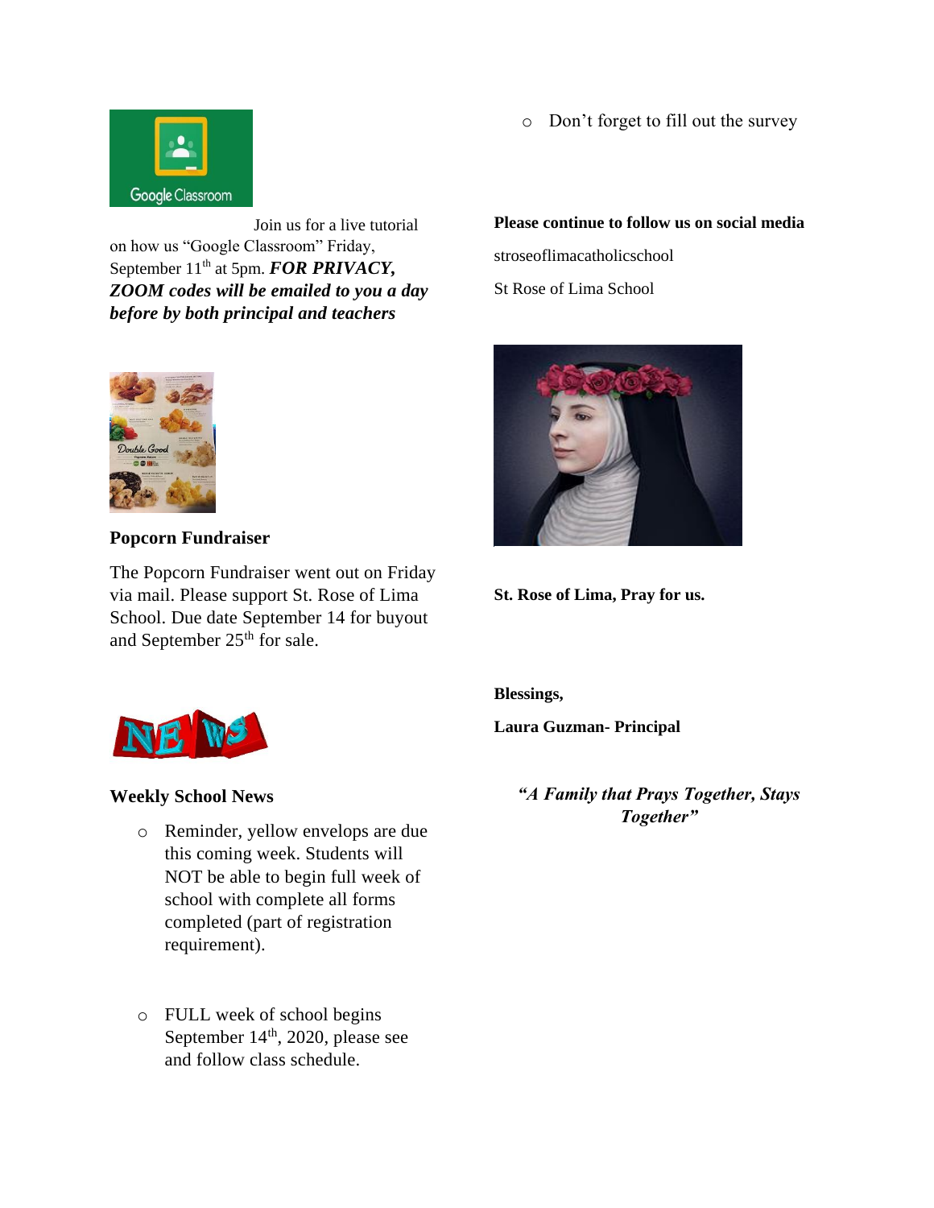Join us for a live tutorial on how us “Google Classroom” Friday, September 11th at 5pm. ***FOR PRIVACY, ZOOM codes will be emailed to you a day before by both principal and teachers***

**Popcorn Fundraiser**

The Popcorn Fundraiser went out on Friday via mail. Please support St. Rose of Lima School. Due date September 14 for buyout and September 25th for sale.

**Weekly School News**

- Reminder, yellow envelops are due this coming week. Students will NOT be able to begin full week of school with complete all forms completed (part of registration requirement).

- FULL week of school begins September 14th, 2020, please see and follow class schedule.

- Don’t forget to fill out the survey

**Please continue to follow us on social media**

stroseoflimacatholicschool

St Rose of Lima School

**St. Rose of Lima, Pray for us.**

**Blessings,**

**Laura Guzman- Principal**

***“A Family that Prays Together, Stays Together”***